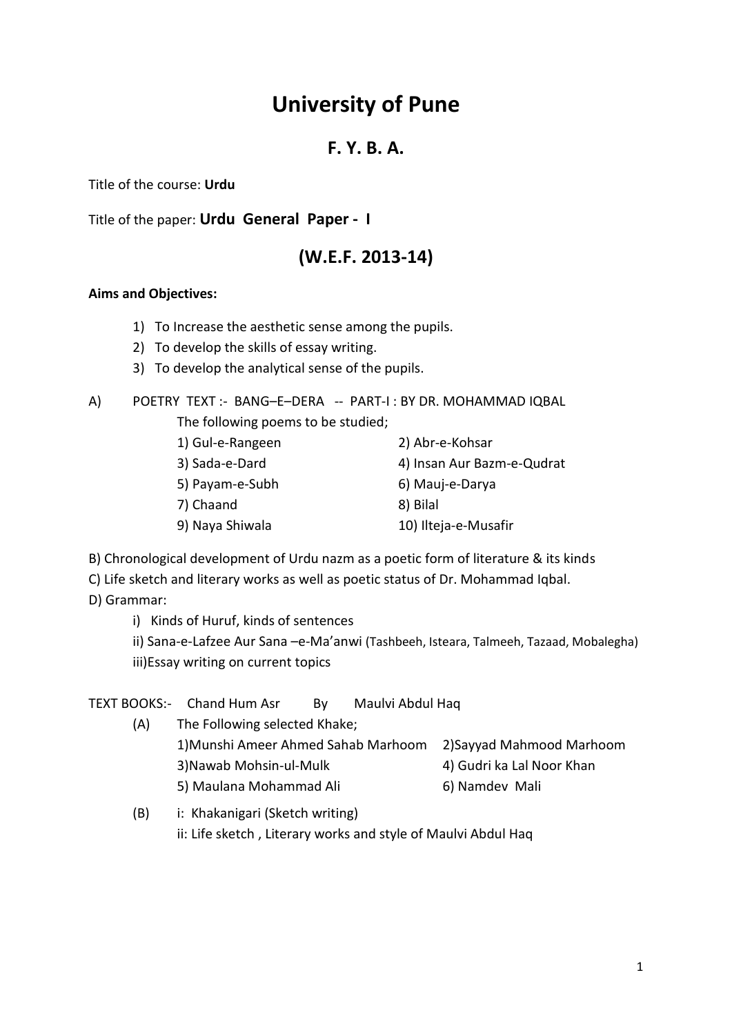# University of Pune

## F. Y. B. A.

Title of the course: **Urdu**

Title of the paper: **Urdu General Paper - I**

## (W.E.F. 2013-14)

**Aims and Objectives:**

1) To Increase the aesthetic sense among the pupils.
2) To develop the skills of essay writing.
3) To develop the analytical sense of the pupils.

A) POETRY TEXT :- BANG–E–DERA -- PART-I : BY DR. MOHAMMAD IQBAL

The following poems to be studied;

1) Gul-e-Rangeen
2) Abr-e-Kohsar
3) Sada-e-Dard
4) Insan Aur Bazm-e-Qudrat
5) Payam-e-Subh
6) Mauj-e-Darya
7) Chaand
8) Bilal
9) Naya Shiwala
10) Ilteja-e-Musafir

B) Chronological development of Urdu nazm as a poetic form of literature & its kinds

C) Life sketch and literary works as well as poetic status of Dr. Mohammad Iqbal.

D) Grammar:

i) Kinds of Huruf, kinds of sentences
ii) Sana-e-Lafzee Aur Sana –e-Ma'anwi (Tashbeeh, Isteara, Talmeeh, Tazaad, Mobalegha)
iii)Essay writing on current topics

TEXT BOOKS:- Chand Hum Asr By Maulvi Abdul Haq

(A) The Following selected Khake;

1)Munshi Ameer Ahmed Sahab Marhoom
2)Sayyad Mahmood Marhoom
3)Nawab Mohsin-ul-Mulk
4) Gudri ka Lal Noor Khan
5) Maulana Mohammad Ali
6) Namdev Mali

(B) i: Khakanigari (Sketch writing)

ii: Life sketch , Literary works and style of Maulvi Abdul Haq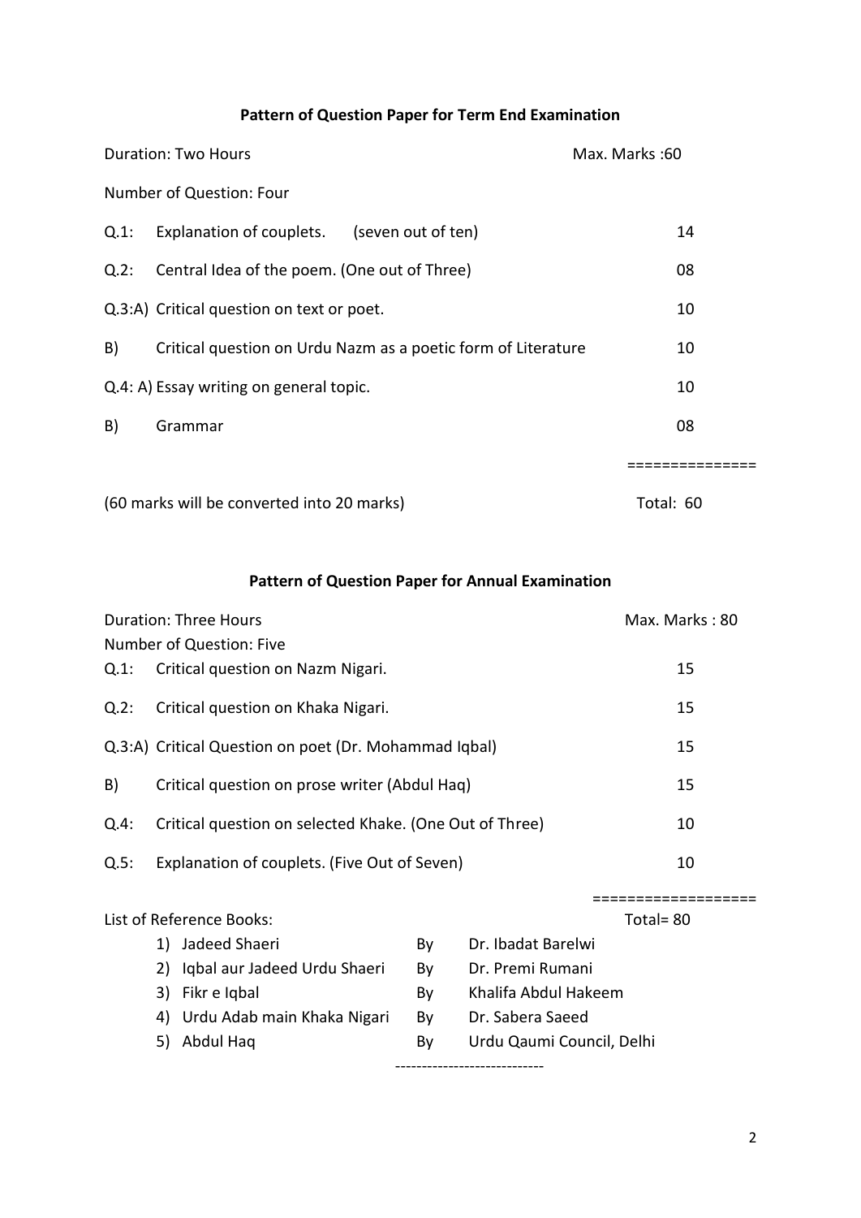### Pattern of Question Paper for Term End Examination

Duration: Two Hours — Max. Marks :60

Number of Question: Four

| | | |
|---|---|---|
| Q.1: | Explanation of couplets. (seven out of ten) | 14 |
| Q.2: | Central Idea of the poem. (One out of Three) | 08 |
| Q.3:A) | Critical question on text or poet. | 10 |
| B) | Critical question on Urdu Nazm as a poetic form of Literature | 10 |
| Q.4: A) | Essay writing on general topic. | 10 |
| B) | Grammar | 08 |

===============

(60 marks will be converted into 20 marks) — Total: 60

### Pattern of Question Paper for Annual Examination

Duration: Three Hours — Max. Marks : 80

Number of Question: Five

| | | |
|---|---|---|
| Q.1: | Critical question on Nazm Nigari. | 15 |
| Q.2: | Critical question on Khaka Nigari. | 15 |
| Q.3:A) | Critical Question on poet (Dr. Mohammad Iqbal) | 15 |
| B) | Critical question on prose writer (Abdul Haq) | 15 |
| Q.4: | Critical question on selected Khake. (One Out of Three) | 10 |
| Q.5: | Explanation of couplets. (Five Out of Seven) | 10 |

==================

Total= 80

List of Reference Books:

1) Jadeed Shaeri By Dr. Ibadat Barelwi
2) Iqbal aur Jadeed Urdu Shaeri By Dr. Premi Rumani
3) Fikr e Iqbal By Khalifa Abdul Hakeem
4) Urdu Adab main Khaka Nigari By Dr. Sabera Saeed
5) Abdul Haq By Urdu Qaumi Council, Delhi

----------------------------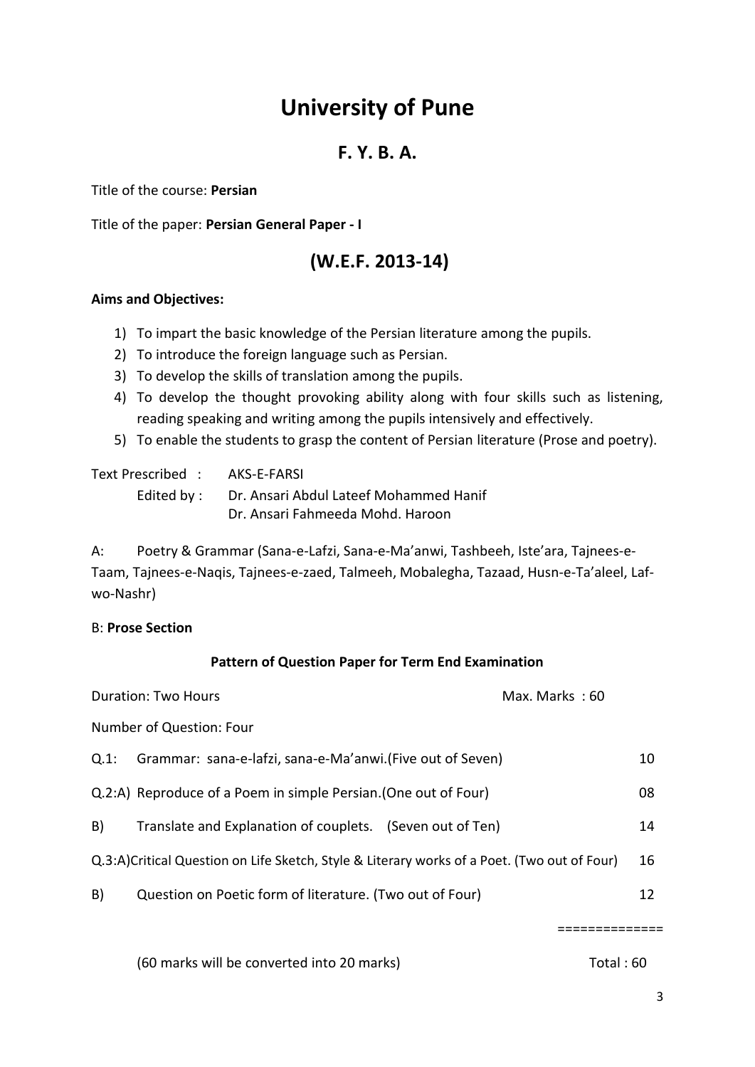# University of Pune

## F. Y. B. A.

Title of the course: **Persian**

Title of the paper: **Persian General Paper - I**

## (W.E.F. 2013-14)

**Aims and Objectives:**

1) To impart the basic knowledge of the Persian literature among the pupils.
2) To introduce the foreign language such as Persian.
3) To develop the skills of translation among the pupils.
4) To develop the thought provoking ability along with four skills such as listening, reading speaking and writing among the pupils intensively and effectively.
5) To enable the students to grasp the content of Persian literature (Prose and poetry).

Text Prescribed : AKS-E-FARSI

Edited by : Dr. Ansari Abdul Lateef Mohammed Hanif
Dr. Ansari Fahmeeda Mohd. Haroon

A: Poetry & Grammar (Sana-e-Lafzi, Sana-e-Ma'anwi, Tashbeeh, Iste'ara, Tajnees-e-Taam, Tajnees-e-Naqis, Tajnees-e-zaed, Talmeeh, Mobalegha, Tazaad, Husn-e-Ta'aleel, Laf-wo-Nashr)

B: **Prose Section**

**Pattern of Question Paper for Term End Examination**

Duration: Two Hours — Max. Marks : 60

Number of Question: Four

| | | |
|---|---|---|
| Q.1: | Grammar: sana-e-lafzi, sana-e-Ma'anwi.(Five out of Seven) | 10 |
| Q.2:A) | Reproduce of a Poem in simple Persian.(One out of Four) | 08 |
| B) | Translate and Explanation of couplets. (Seven out of Ten) | 14 |
| Q.3:A) | Critical Question on Life Sketch, Style & Literary works of a Poet. (Two out of Four) | 16 |
| B) | Question on Poetic form of literature. (Two out of Four) | 12 |

==============

(60 marks will be converted into 20 marks) — Total : 60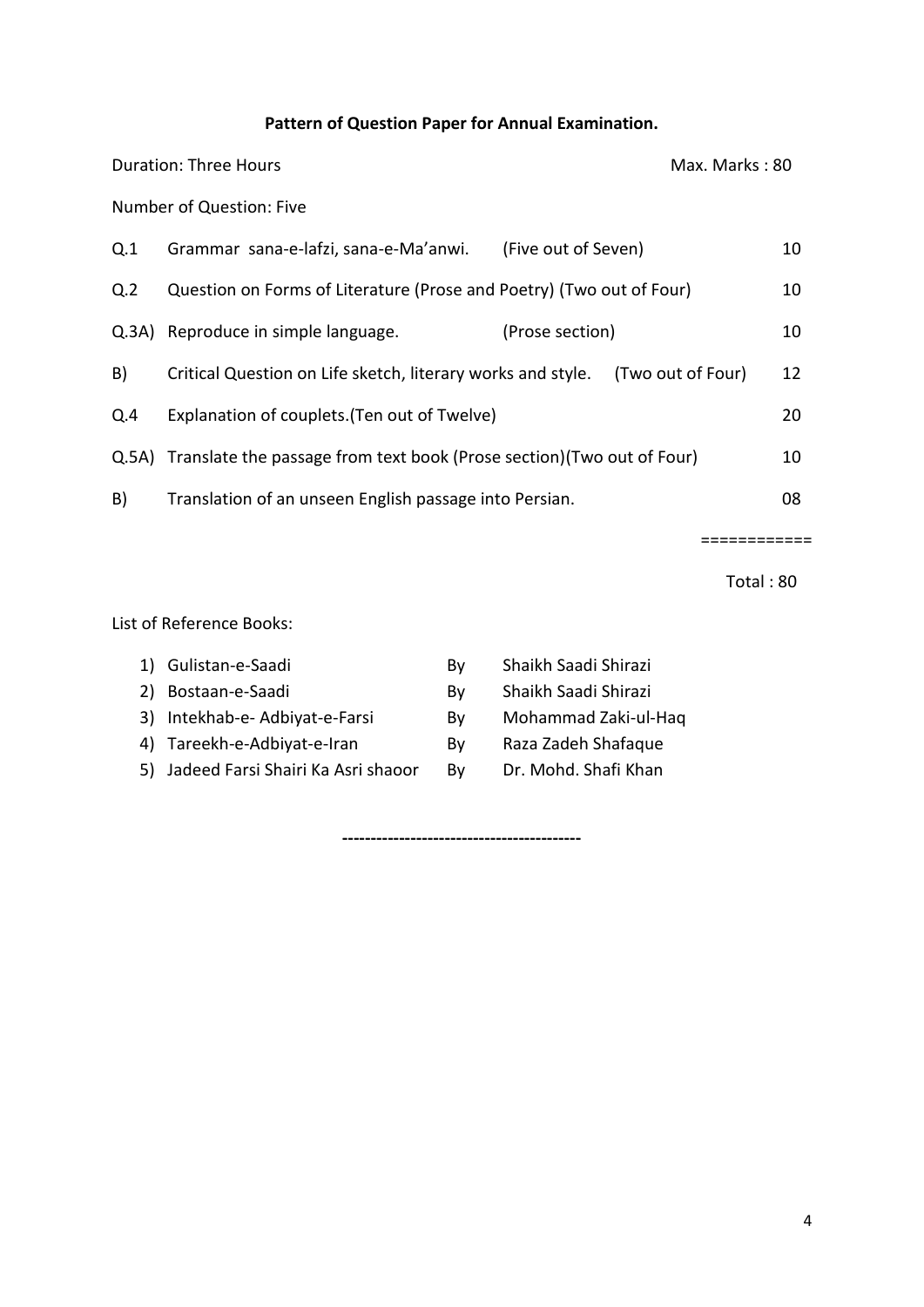**Pattern of Question Paper for Annual Examination.**

Duration: Three Hours Max. Marks : 80

Number of Question: Five

| | | | |
|---|---|---|---|
| Q.1 | Grammar sana-e-lafzi, sana-e-Ma'anwi. | (Five out of Seven) | 10 |
| Q.2 | Question on Forms of Literature (Prose and Poetry) (Two out of Four) | | 10 |
| Q.3A) | Reproduce in simple language. | (Prose section) | 10 |
| B) | Critical Question on Life sketch, literary works and style. | (Two out of Four) | 12 |
| Q.4 | Explanation of couplets.(Ten out of Twelve) | | 20 |
| Q.5A) | Translate the passage from text book (Prose section)(Two out of Four) | | 10 |
| B) | Translation of an unseen English passage into Persian. | | 08 |

============

Total : 80

List of Reference Books:

| | | |
|---|---|---|
| 1) Gulistan-e-Saadi | By | Shaikh Saadi Shirazi |
| 2) Bostaan-e-Saadi | By | Shaikh Saadi Shirazi |
| 3) Intekhab-e- Adbiyat-e-Farsi | By | Mohammad Zaki-ul-Haq |
| 4) Tareekh-e-Adbiyat-e-Iran | By | Raza Zadeh Shafaque |
| 5) Jadeed Farsi Shairi Ka Asri shaoor | By | Dr. Mohd. Shafi Khan |

-----------------------------------------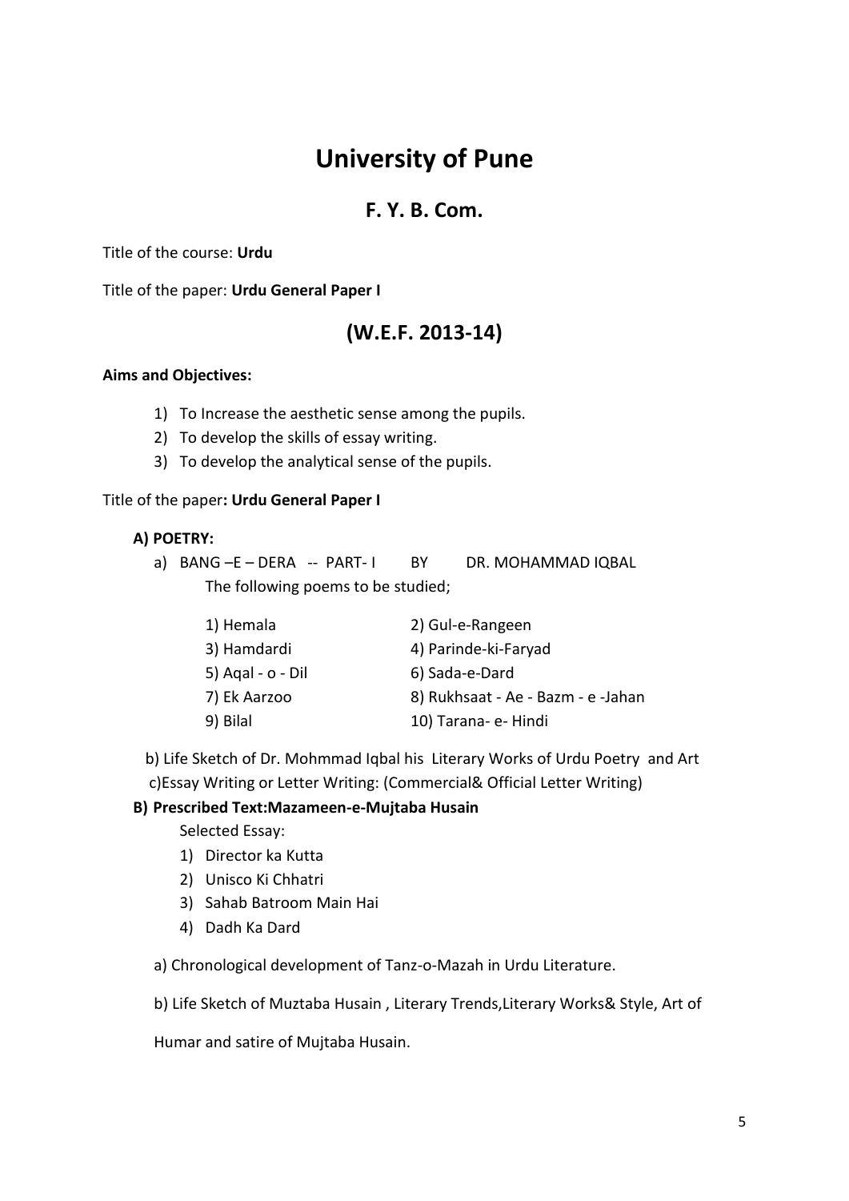# University of Pune

## F. Y. B. Com.

Title of the course: **Urdu**

Title of the paper: **Urdu General Paper I**

## (W.E.F. 2013-14)

**Aims and Objectives:**

1) To Increase the aesthetic sense among the pupils.
2) To develop the skills of essay writing.
3) To develop the analytical sense of the pupils.

Title of the paper**: Urdu General Paper I**

**A) POETRY:**

a) BANG –E – DERA -- PART- I BY DR. MOHAMMAD IQBAL
The following poems to be studied;

1) Hemala
2) Gul-e-Rangeen
3) Hamdardi
4) Parinde-ki-Faryad
5) Aqal - o - Dil
6) Sada-e-Dard
7) Ek Aarzoo
8) Rukhsaat - Ae - Bazm - e -Jahan
9) Bilal
10) Tarana- e- Hindi

b) Life Sketch of Dr. Mohmmad Iqbal his Literary Works of Urdu Poetry and Art

c)Essay Writing or Letter Writing: (Commercial& Official Letter Writing)

**B) Prescribed Text:Mazameen-e-Mujtaba Husain**

Selected Essay:

1) Director ka Kutta
2) Unisco Ki Chhatri
3) Sahab Batroom Main Hai
4) Dadh Ka Dard

a) Chronological development of Tanz-o-Mazah in Urdu Literature.

b) Life Sketch of Muztaba Husain , Literary Trends,Literary Works& Style, Art of Humar and satire of Mujtaba Husain.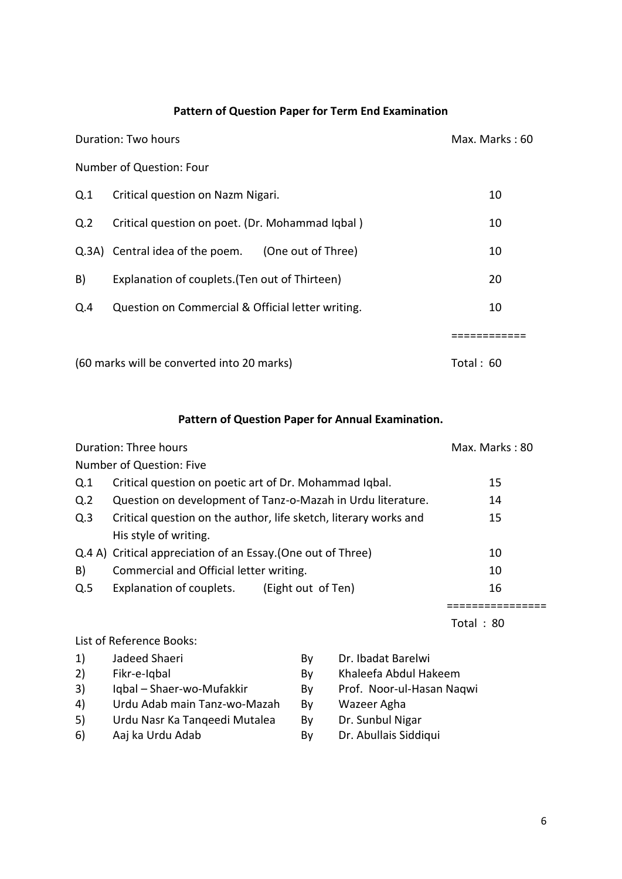**Pattern of Question Paper for Term End Examination**

Duration: Two hours — Max. Marks : 60

Number of Question: Four

| | | |
|---|---|---|
| Q.1 | Critical question on Nazm Nigari. | 10 |
| Q.2 | Critical question on poet. (Dr. Mohammad Iqbal ) | 10 |
| Q.3A) | Central idea of the poem. (One out of Three) | 10 |
| B) | Explanation of couplets.(Ten out of Thirteen) | 20 |
| Q.4 | Question on Commercial & Official letter writing. | 10 |
| | | ============ |
| | (60 marks will be converted into 20 marks) | Total : 60 |

**Pattern of Question Paper for Annual Examination.**

Duration: Three hours — Max. Marks : 80

Number of Question: Five

| | | |
|---|---|---|
| Q.1 | Critical question on poetic art of Dr. Mohammad Iqbal. | 15 |
| Q.2 | Question on development of Tanz-o-Mazah in Urdu literature. | 14 |
| Q.3 | Critical question on the author, life sketch, literary works and His style of writing. | 15 |
| Q.4 A) | Critical appreciation of an Essay.(One out of Three) | 10 |
| B) | Commercial and Official letter writing. | 10 |
| Q.5 | Explanation of couplets. (Eight out of Ten) | 16 |
| | | ================ |
| | | Total : 80 |

List of Reference Books:

| | | | |
|---|---|---|---|
| 1) | Jadeed Shaeri | By | Dr. Ibadat Barelwi |
| 2) | Fikr-e-Iqbal | By | Khaleefa Abdul Hakeem |
| 3) | Iqbal – Shaer-wo-Mufakkir | By | Prof. Noor-ul-Hasan Naqwi |
| 4) | Urdu Adab main Tanz-wo-Mazah | By | Wazeer Agha |
| 5) | Urdu Nasr Ka Tanqeedi Mutalea | By | Dr. Sunbul Nigar |
| 6) | Aaj ka Urdu Adab | By | Dr. Abullais Siddiqui |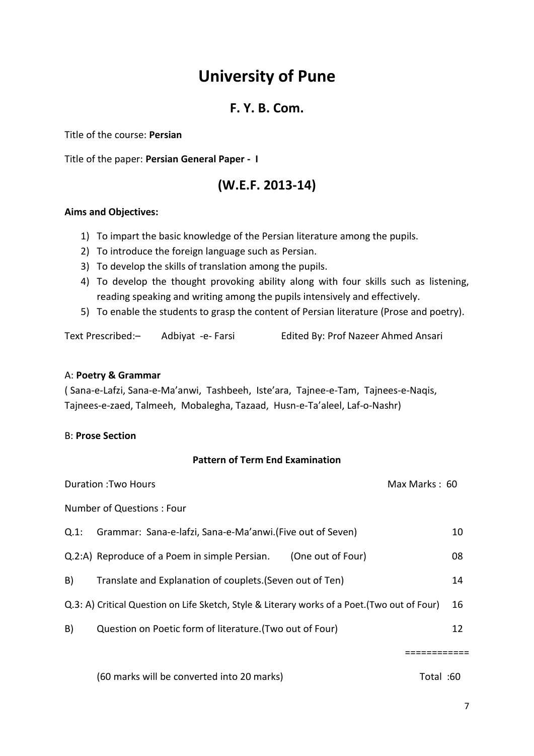# University of Pune

## F. Y. B. Com.

Title of the course: **Persian**

Title of the paper: **Persian General Paper - I**

## (W.E.F. 2013-14)

**Aims and Objectives:**

1) To impart the basic knowledge of the Persian literature among the pupils.
2) To introduce the foreign language such as Persian.
3) To develop the skills of translation among the pupils.
4) To develop the thought provoking ability along with four skills such as listening, reading speaking and writing among the pupils intensively and effectively.
5) To enable the students to grasp the content of Persian literature (Prose and poetry).

Text Prescribed:– Adbiyat -e- Farsi Edited By: Prof Nazeer Ahmed Ansari

A: **Poetry & Grammar**
( Sana-e-Lafzi, Sana-e-Ma'anwi, Tashbeeh, Iste'ara, Tajnee-e-Tam, Tajnees-e-Naqis, Tajnees-e-zaed, Talmeeh, Mobalegha, Tazaad, Husn-e-Ta'aleel, Laf-o-Nashr)

B: **Prose Section**

**Pattern of Term End Examination**

Duration :Two Hours Max Marks : 60

Number of Questions : Four

| | | |
|---|---|---|
| Q.1: | Grammar: Sana-e-lafzi, Sana-e-Ma'anwi.(Five out of Seven) | 10 |
| Q.2:A) | Reproduce of a Poem in simple Persian. (One out of Four) | 08 |
| B) | Translate and Explanation of couplets.(Seven out of Ten) | 14 |
| Q.3: A) | Critical Question on Life Sketch, Style & Literary works of a Poet.(Two out of Four) | 16 |
| B) | Question on Poetic form of literature.(Two out of Four) | 12 |

============

(60 marks will be converted into 20 marks) Total :60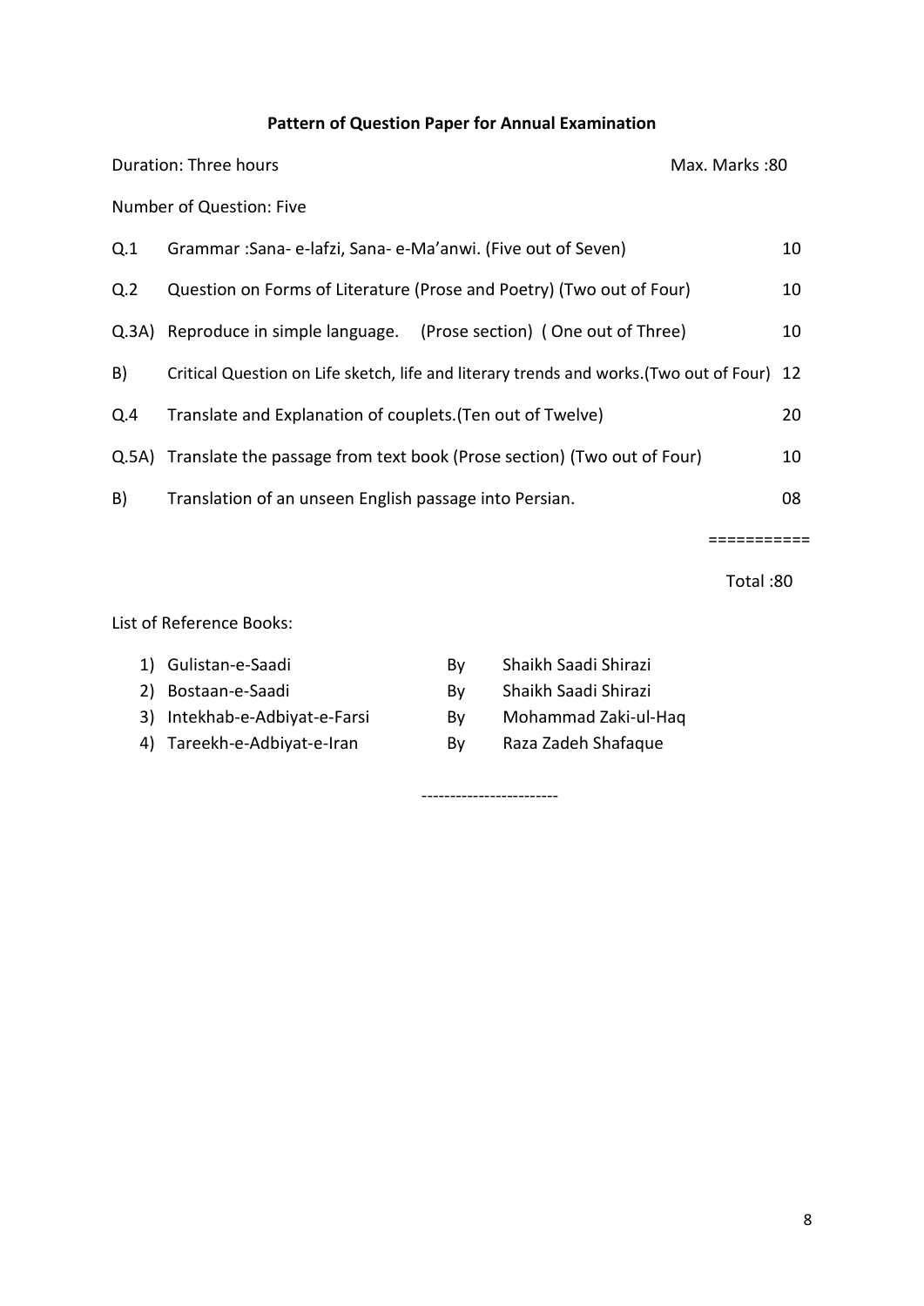## Pattern of Question Paper for Annual Examination

Duration: Three hours | Max. Marks :80

Number of Question: Five

| | | |
|---|---|---|
| Q.1 | Grammar :Sana- e-lafzi, Sana- e-Ma'anwi. (Five out of Seven) | 10 |
| Q.2 | Question on Forms of Literature (Prose and Poetry) (Two out of Four) | 10 |
| Q.3A) | Reproduce in simple language. (Prose section) ( One out of Three) | 10 |
| B) | Critical Question on Life sketch, life and literary trends and works.(Two out of Four) | 12 |
| Q.4 | Translate and Explanation of couplets.(Ten out of Twelve) | 20 |
| Q.5A) | Translate the passage from text book (Prose section) (Two out of Four) | 10 |
| B) | Translation of an unseen English passage into Persian. | 08 |

===========

Total :80

List of Reference Books:

1) Gulistan-e-Saadi By Shaikh Saadi Shirazi
2) Bostaan-e-Saadi By Shaikh Saadi Shirazi
3) Intekhab-e-Adbiyat-e-Farsi By Mohammad Zaki-ul-Haq
4) Tareekh-e-Adbiyat-e-Iran By Raza Zadeh Shafaque

-----------------------